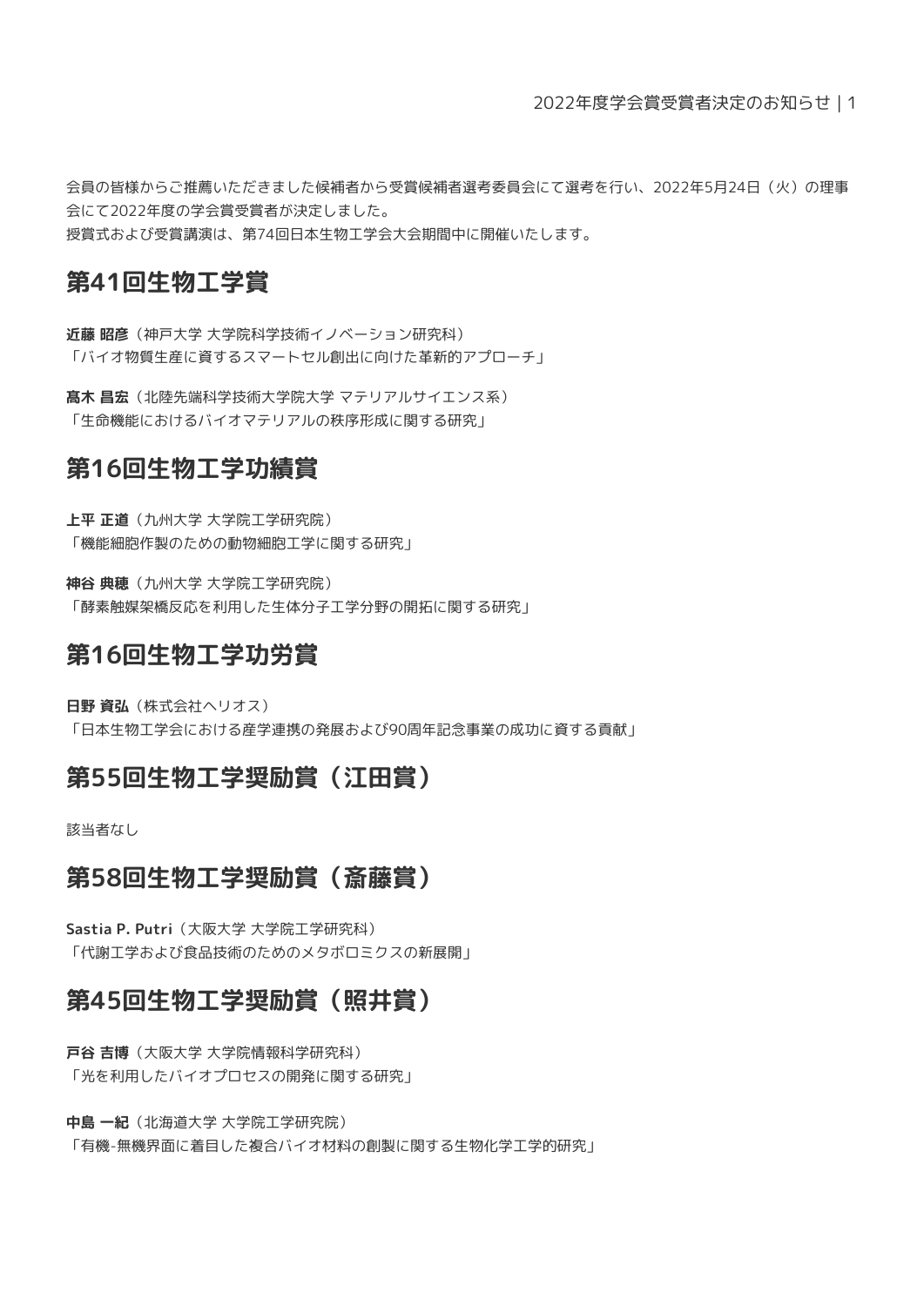会員の皆様からご推薦いただきました候補者から受賞候補者選考委員会にて選考を行い、2022年5月24日（火）の理事会にて2022年度の学会賞受賞者が決定しました。
授賞式および受賞講演は、第74回日本生物工学会大会期間中に開催いたします。

## 第41回生物工学賞

**近藤 昭彦**（神戸大学 大学院科学技術イノベーション研究科）
「バイオ物質生産に資するスマートセル創出に向けた革新的アプローチ」

**髙木 昌宏**（北陸先端科学技術大学院大学 マテリアルサイエンス系）
「生命機能におけるバイオマテリアルの秩序形成に関する研究」

## 第16回生物工学功績賞

**上平 正道**（九州大学 大学院工学研究院）
「機能細胞作製のための動物細胞工学に関する研究」

**神谷 典穂**（九州大学 大学院工学研究院）
「酵素触媒架橋反応を利用した生体分子工学分野の開拓に関する研究」

## 第16回生物工学功労賞

**日野 資弘**（株式会社ヘリオス）
「日本生物工学会における産学連携の発展および90周年記念事業の成功に資する貢献」

## 第55回生物工学奨励賞（江田賞）

該当者なし

## 第58回生物工学奨励賞（斎藤賞）

**Sastia P. Putri**（大阪大学 大学院工学研究科）
「代謝工学および食品技術のためのメタボロミクスの新展開」

## 第45回生物工学奨励賞（照井賞）

**戸谷 吉博**（大阪大学 大学院情報科学研究科）
「光を利用したバイオプロセスの開発に関する研究」

**中島 一紀**（北海道大学 大学院工学研究院）
「有機-無機界面に着目した複合バイオ材料の創製に関する生物化学工学的研究」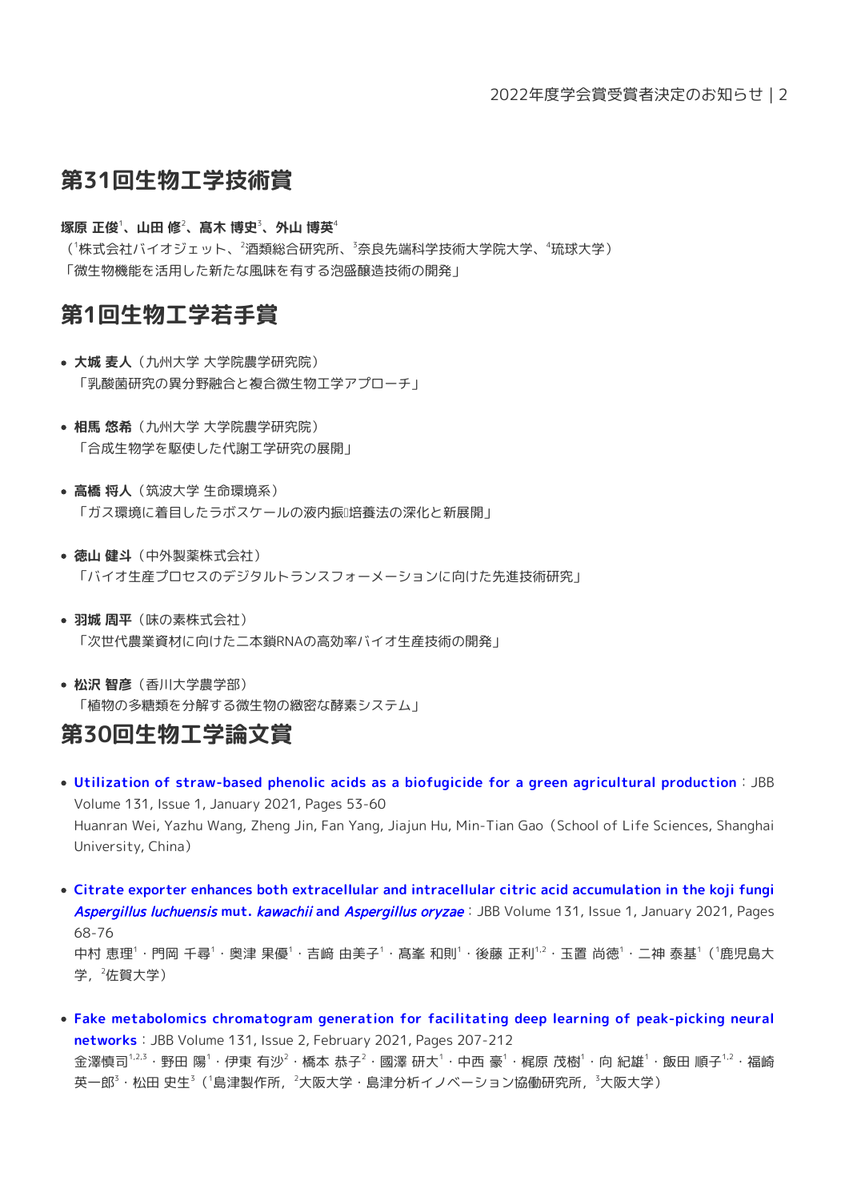## 第31回生物工学技術賞

**塚原 正俊**[1]**、山田 修**[2]**、髙木 博史**[3]**、外山 博英**[4]
（[1]株式会社バイオジェット、[2]酒類総合研究所、[3]奈良先端科学技術大学院大学、[4]琉球大学）
「微生物機能を活用した新たな風味を有する泡盛醸造技術の開発」

## 第1回生物工学若手賞

- **大城 麦人**（九州大学 大学院農学研究院）
  「乳酸菌研究の異分野融合と複合微生物工学アプローチ」

- **相馬 悠希**（九州大学 大学院農学研究院）
  「合成生物学を駆使した代謝工学研究の展開」

- **高橋 将人**（筑波大学 生命環境系）
  「ガス環境に着目したラボスケールの液内振盪培養法の深化と新展開」

- **徳山 健斗**（中外製薬株式会社）
  「バイオ生産プロセスのデジタルトランスフォーメーションに向けた先進技術研究」

- **羽城 周平**（味の素株式会社）
  「次世代農業資材に向けた二本鎖RNAの高効率バイオ生産技術の開発」

- **松沢 智彦**（香川大学農学部）
  「植物の多糖類を分解する微生物の緻密な酵素システム」

## 第30回生物工学論文賞

- **Utilization of straw-based phenolic acids as a biofugicide for a green agricultural production**：JBB Volume 131, Issue 1, January 2021, Pages 53-60
  Huanran Wei, Yazhu Wang, Zheng Jin, Fan Yang, Jiajun Hu, Min-Tian Gao（School of Life Sciences, Shanghai University, China）

- **Citrate exporter enhances both extracellular and intracellular citric acid accumulation in the koji fungi *Aspergillus luchuensis* mut. *kawachii* and *Aspergillus oryzae***：JBB Volume 131, Issue 1, January 2021, Pages 68-76
  中村 恵理[1]・門岡 千尋[1]・奥津 果優[1]・吉﨑 由美子[1]・髙峯 和則[1]・後藤 正利[1,2]・玉置 尚徳[1]・二神 泰基[1]（[1]鹿児島大学，[2]佐賀大学）

- **Fake metabolomics chromatogram generation for facilitating deep learning of peak-picking neural networks**：JBB Volume 131, Issue 2, February 2021, Pages 207-212
  金澤慎司[1,2,3]・野田 陽[1]・伊東 有沙[2]・橋本 恭子[2]・國澤 研大[1]・中西 豪[1]・梶原 茂樹[1]・向 紀雄[1]・飯田 順子[1,2]・福崎 英一郎[3]・松田 史生[3]（[1]島津製作所，[2]大阪大学・島津分析イノベーション協働研究所，[3]大阪大学）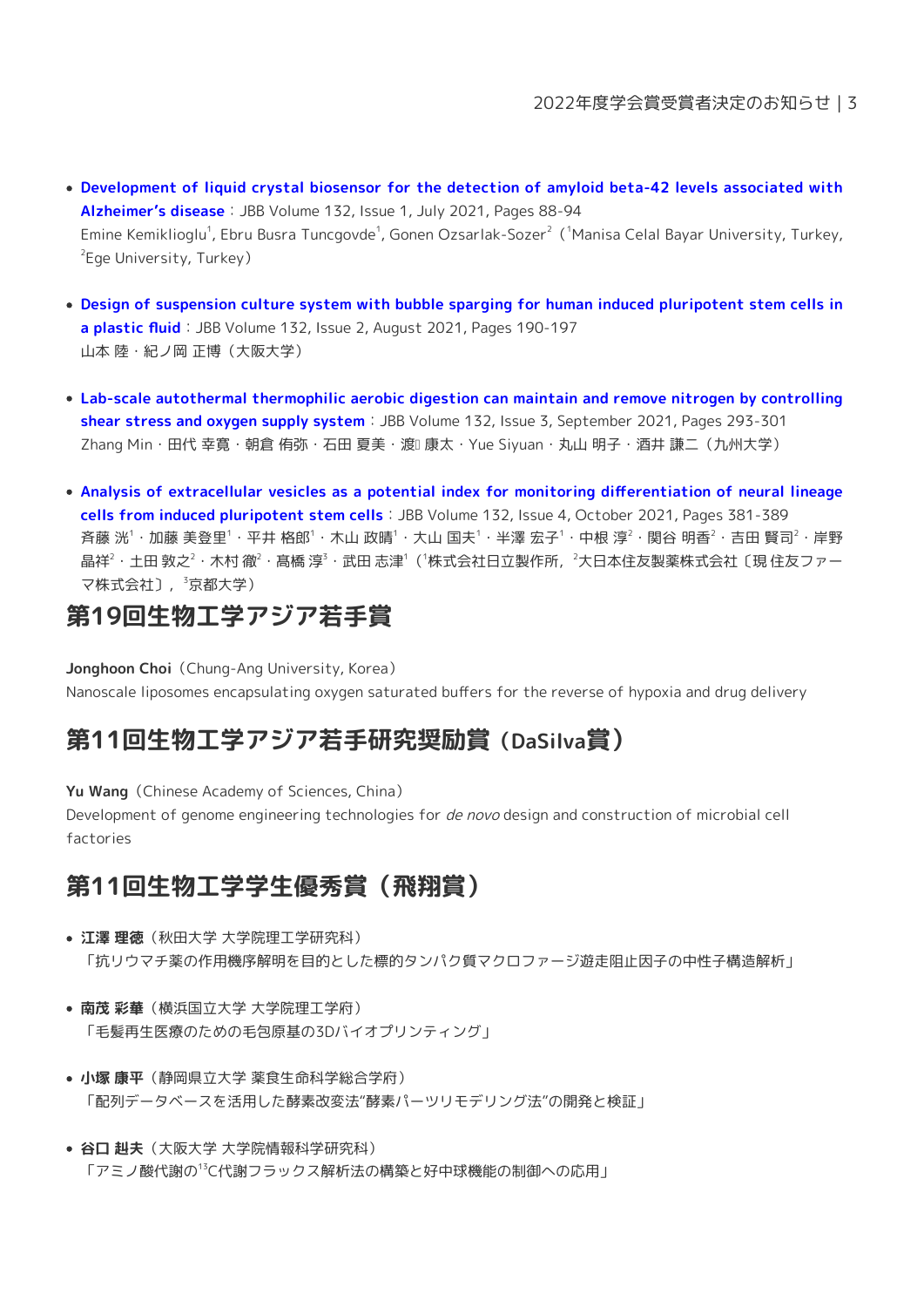- **Development of liquid crystal biosensor for the detection of amyloid beta-42 levels associated with Alzheimer's disease**：JBB Volume 132, Issue 1, July 2021, Pages 88-94
  Emine Kemiklioglu[1], Ebru Busra Tuncgovde[1], Gonen Ozsarlak-Sozer[2]（[1]Manisa Celal Bayar University, Turkey, [2]Ege University, Turkey）

- **Design of suspension culture system with bubble sparging for human induced pluripotent stem cells in a plastic fluid**：JBB Volume 132, Issue 2, August 2021, Pages 190-197
  山本 陸・紀ノ岡 正博（大阪大学）

- **Lab-scale autothermal thermophilic aerobic digestion can maintain and remove nitrogen by controlling shear stress and oxygen supply system**：JBB Volume 132, Issue 3, September 2021, Pages 293-301
  Zhang Min・田代 幸寛・朝倉 侑弥・石田 夏美・渡邉 康太・Yue Siyuan・丸山 明子・酒井 謙二（九州大学）

- **Analysis of extracellular vesicles as a potential index for monitoring differentiation of neural lineage cells from induced pluripotent stem cells**：JBB Volume 132, Issue 4, October 2021, Pages 381-389
  斉藤 洸[1]・加藤 美登里[1]・平井 格郎[1]・木山 政晴[1]・大山 国夫[1]・半澤 宏子[1]・中根 淳[2]・関谷 明香[2]・吉田 賢司[2]・岸野 晶祥[2]・土田 敦之[2]・木村 徹[2]・髙橋 淳[3]・武田 志津[1]（[1]株式会社日立製作所, [2]大日本住友製薬株式会社〔現 住友ファーマ株式会社〕, [3]京都大学）

## 第19回生物工学アジア若手賞

**Jonghoon Choi**（Chung-Ang University, Korea）
Nanoscale liposomes encapsulating oxygen saturated buffers for the reverse of hypoxia and drug delivery

## 第11回生物工学アジア若手研究奨励賞（DaSilva賞）

**Yu Wang**（Chinese Academy of Sciences, China）
Development of genome engineering technologies for *de novo* design and construction of microbial cell factories

## 第11回生物工学学生優秀賞（飛翔賞）

- **江澤 理徳**（秋田大学 大学院理工学研究科）
  「抗リウマチ薬の作用機序解明を目的とした標的タンパク質マクロファージ遊走阻止因子の中性子構造解析」

- **南茂 彩華**（横浜国立大学 大学院理工学府）
  「毛髪再生医療のための毛包原基の3Dバイオプリンティング」

- **小塚 康平**（静岡県立大学 薬食生命科学総合学府）
  「配列データベースを活用した酵素改変法"酵素パーツリモデリング法"の開発と検証」

- **谷口 魁夫**（大阪大学 大学院情報科学研究科）
  「アミノ酸代謝の$^{13}$C代謝フラックス解析法の構築と好中球機能の制御への応用」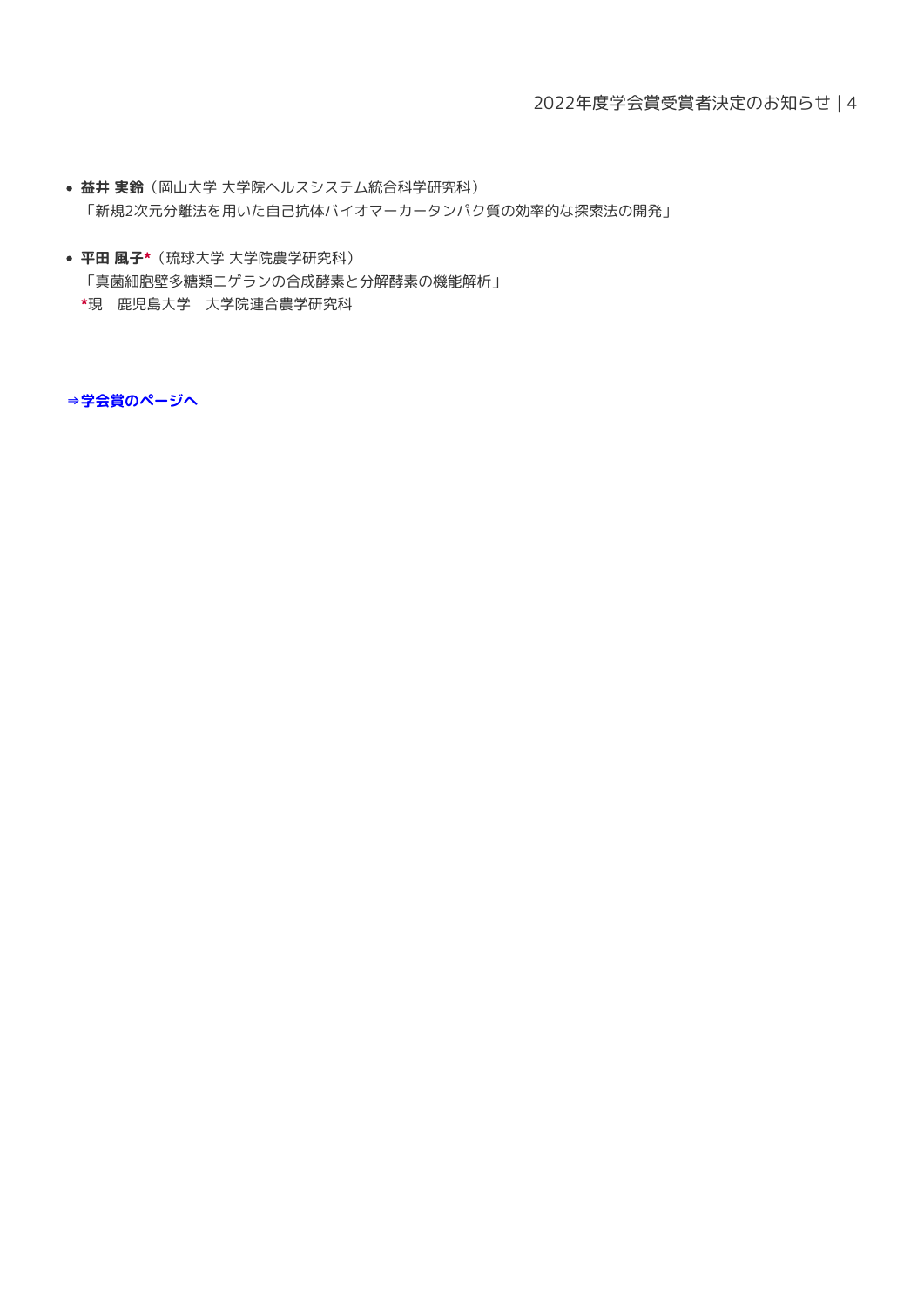- **益井 実鈴**（岡山大学 大学院ヘルスシステム統合科学研究科）
  「新規2次元分離法を用いた自己抗体バイオマーカータンパク質の効率的な探索法の開発」

- **平田 風子***（琉球大学 大学院農学研究科）
  「真菌細胞壁多糖類ニゲランの合成酵素と分解酵素の機能解析」
  *現　鹿児島大学　大学院連合農学研究科

**⇒学会賞のページへ**